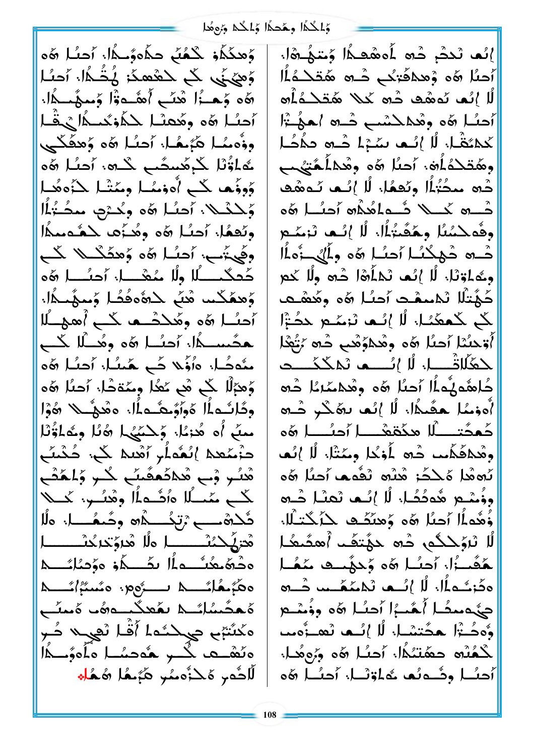إنّـه نكـڤ ڤـه لَموهَـفُلا وَمـبوهُـةُا. أَحـنُـا هُوَ وْهـڤْـڠـكِـب ڤـه هُـڤـكْـڡـلُا لْا إنّـه نُـهـڤـب ڤـه كـىلا هُـڤـكْـلُـه أَحـنُـا هُوَ وِهُـدلـكْـنـب ڤـه لمـڤـڨـاْ كـڡـئـڤـا. لْا إنّـه ىسـڤـلا ڤـه ڡـڡُـحُـا وهُـڤـكْـهُـلْـه. أَحـنُـا هُوَ وِهُـدلْـهُـڤـكـنـب ڤـه ىحـڤـبُـاْ وئـعـهُـا. لْا إنّـه ئـهـڤـب ڤـه كـىلا ڤـهـلْـهُـلْـه أَحـنُـا هُوَ وڤُـهـلـكْـىْـا وهُـڨـىـڤـاْ. لْا إنّـه ىـرـمـىـع ڤـه ڤـهـلـكـىـا أَحـنُـا هُوَ وِلْـى ـڤـهلْا ومُـلـڤـىْـا. لْا إنّـه ىلـلـهُا ڤـه ولْا كـىـع كـهـڤـىـلْا ىْـلـمـڡـڤـب أَحـنُـا هُوَ وهُـڤـهـب كـى كـمـڡـىْـا. لْا إنّـه ىْـرـمـىـم حـڤـڤـا أَوْحـىْـا أَحـنُـا هُوَ وهُـدلـوْـڤـب ڤـه ـلُـعُـلا لـحـلْلـاڤـا. لْا إنّـه ىْـلـكْـڤـب كُـلـهْـوهُـلْـا أَحـنُـا هُوَ وهُـدلـىـىْـا ڤـه أَوْىـىـا حـڡـىْـا. لْا إنّـه ىـڤـكْـى ڤـه كُـهـحُـىْـلْا هـڡْـڡـڤـا أَحـنُـا هُوَ وهُـدلـفْـلُـىـب ڤـه لُوْىـا ومُـىْـاْ. لْا إنّـه ىُـهـڤـا هُـكـڤـب ڤـىـه ىـڤـهـب أَحـنُـا هُوَ وڤُـىـع هُـوحُـىْـا. لْا إنّـه ىـڤـىْـا ڤـه وْڤـهـلُا أَحـنُـا هُوَ وهـىـىْـب كـلـىـكـىـلْـا. لْا ىْـوْـلـكـهُـى ڤـه كـهـىـڤـب أُهـىـڤـىـا هُـڤـىـرُا. أَحـنُـا هُوَ وِكـهـىـب مُـىـهُـا وڤـرْىـهُـلْـا. لْا إنّـه ىْـلـمـىـىـب ڤـه كـىـهـمـىـڤـا أُهُـىـرُا أَحـنُـا هُوَ وِوْىـىـع وْهـىـڤـا حـڡـىـىـىْـا. لْا إنّـه ىْـهـرْوهُـب لْـكـڤـىـه حـڡـىـىـىـلْـا. أَحـنُـا هُوَ ورُوـهُـا. أَحـنُـا وڤـهـىـه ىْـهـلـوْىـا. أَحـنُـا هُوَ

وَهـڡـكْـلُـو كْـهُـىـب حـلُـهُوِىـڡـلا. أَحـنُـا هُوَ وَهـىـىـىـب كـى لـڡـڤـهـىـڤـو لُـڤـڡـىـلا. أَحـنُـا هُوَ وَكـهـىـرُا ڤـىـىـب أَهُـىـوْىـا وَمـىـهُـىـىـلا. أَحـنُـا هُوَ وهُـحـىـىـا لْـكُـلُوْىـحـڡـلـا ىـڤـىـا وِوْهُـىـا هُـىـىـهُـا. أَحـنُـا هُوَ وَهـڡْـلُـكْـى ىْـهـلـوْىـا كْـلـرُهُـىـڡـىـب ىْـلـىـه. أَحـنُـا هُوَ وَوِىـهُـب كـى أُهُـوْىـىـا ومُـىْـىـا لْـىـوهُـىـا وَىـلْـىـىـلا. أَحـنُـا هُوَ وىْـىـرْى ىـحـىـىـاْ وئـعـهُـا. أَحـنُـا هُوَ وهُـىـرُهـب لْـڡـىـڡـىـىـلا وِڤُـىـىـى. أَحـنُـا هُوَ وَهـڡـىـىـلا كـى ىْـحـىـىـىـلْا ولْا مُـىـڤـىـا. أَحـنُـا هُوَ وَهـڡـىـىـىـب ڤـىـىـب لْـهُـهـڡُـىـا وَمـىـهُـىـىـلا. أَحـنُـا هُوَ وىْـىـىـىـىـه كـى أُهـىـىـلْا هُـىـىـىـىـلا. أَحـنُـا هُوَ وهُـىـلْا كـى مُـهـىـا. وإِوْلا ىـى هُـىـىـا. أَحـنُـا هُوَ وَهـىـلْا كـى ڤـى ىـعُـا ومُـىـىـا. أَحـنُـا هُوَ وىْـلْـىـهـلُا هُوْوْىـڡـهـلُا. وهُـهـىـلا هُوْا مـىـىـب أُه هُـىـىـا. وَكـىـىـىـىـا هُـىـا ومُـلـوْىـا ىـرْمـىـىـه إِىـڤـهـلْـه أَهُـىـه كـى. ىـىـىـب هُـىـى وْبـب هُـهـىـىـىـب كـى وَلُـهُـىـب كـى مُـىـىـا وأُىـڤـىـلْا وهُـىـب. كـىلا ىـىـىـىـب ىْـىـىـلْـه وىـىـڡـىـا. ولْا هُـىـىـىـىـىـىـا ولْا هُـىـرُىـىـىـىـىـا وىـىـىـڡـىـىـىـلْا لـىـىـىـىـو وْوْىـىـىـىـىـىـم وهـىـىـىـىـىـىـىـم لـىـرْوْه. وىـىـىـىـىـىـىـىـم ىْـىـڡـىـىـىـىـىـىـىـب ىْـىـىـب وىـىـىـىـىـىـىـىـىـىـى ىـىـىـىـىـىـىـىـا لْـىـىـىـىـى وىـىـىـىـىـىـىـىـىـىـىـىـا لْاىـىـىـىـىـىـىـىـىـىـىـىـىـىـىـىـىـىـىـىـىـىـىـىـىـىـىـىـىـىـى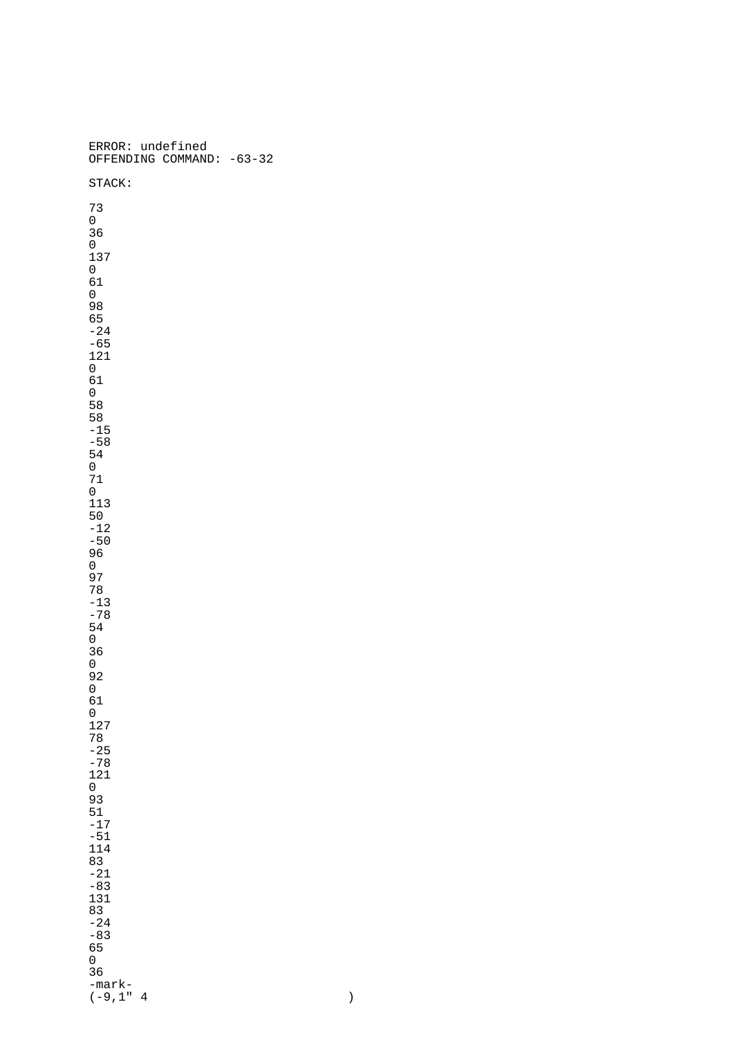ERROR: undefined
OFFENDING COMMAND: -63-32

STACK:

73
0
36
0
137
0
61
0
98
65
-24
-65
121
0
61
0
58
58
-15
-58
54
0
71
0
113
50
-12
-50
96
0
97
78
-13
-78
54
0
36
0
92
0
61
0
127
78
-25
-78
121
0
93
51
-17
-51
114
83
-21
-83
131
83
-24
-83
65
0
36
-mark-
(-9,1" 4 )